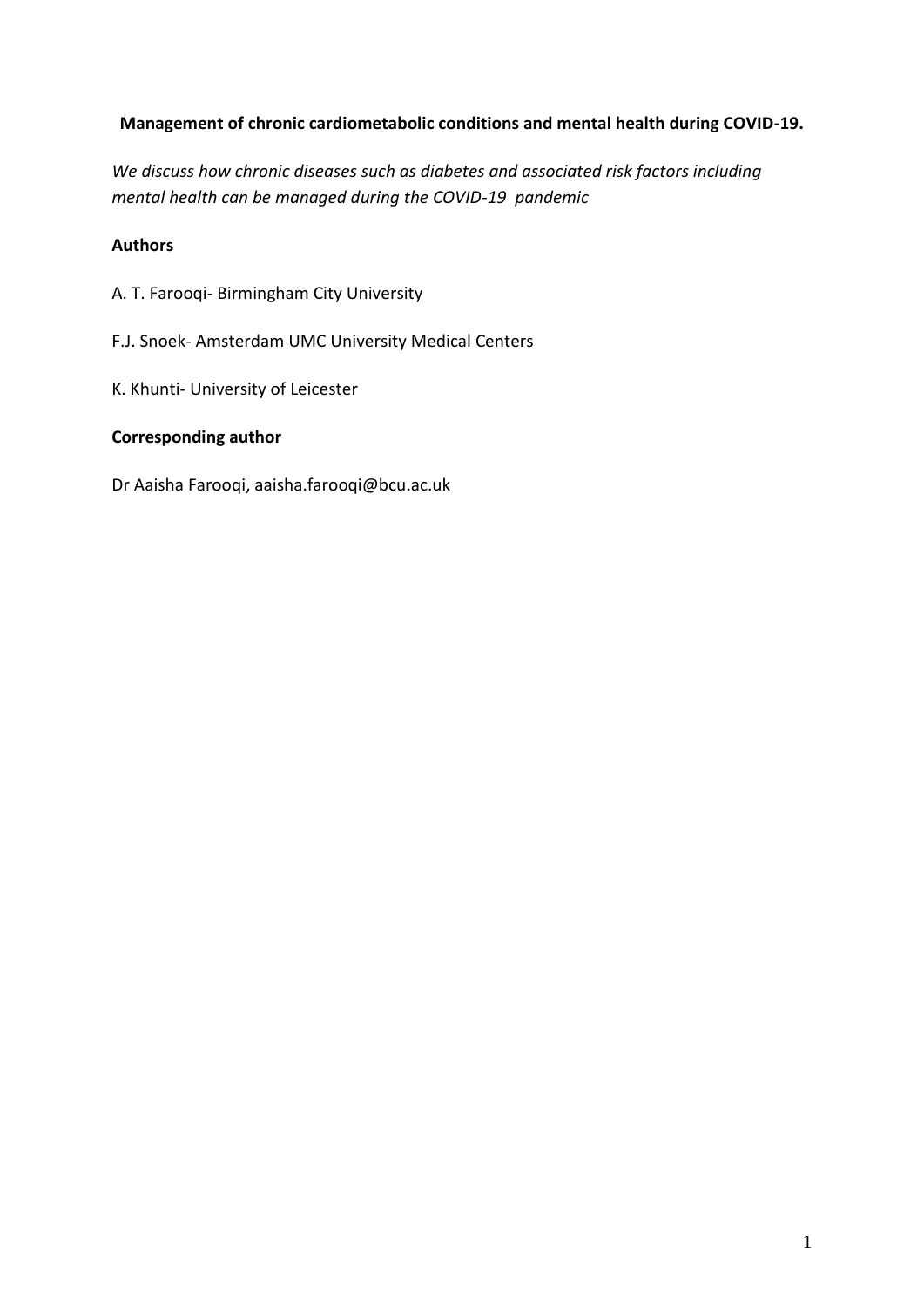# Management of chronic cardiometabolic conditions and mental health during COVID-19.

*We discuss how chronic diseases such as diabetes and associated risk factors including mental health can be managed during the COVID-19 pandemic*

## Authors

A. T. Farooqi- Birmingham City University

F.J. Snoek- Amsterdam UMC University Medical Centers

K. Khunti- University of Leicester

## Corresponding author

Dr Aaisha Farooqi, aaisha.farooqi@bcu.ac.uk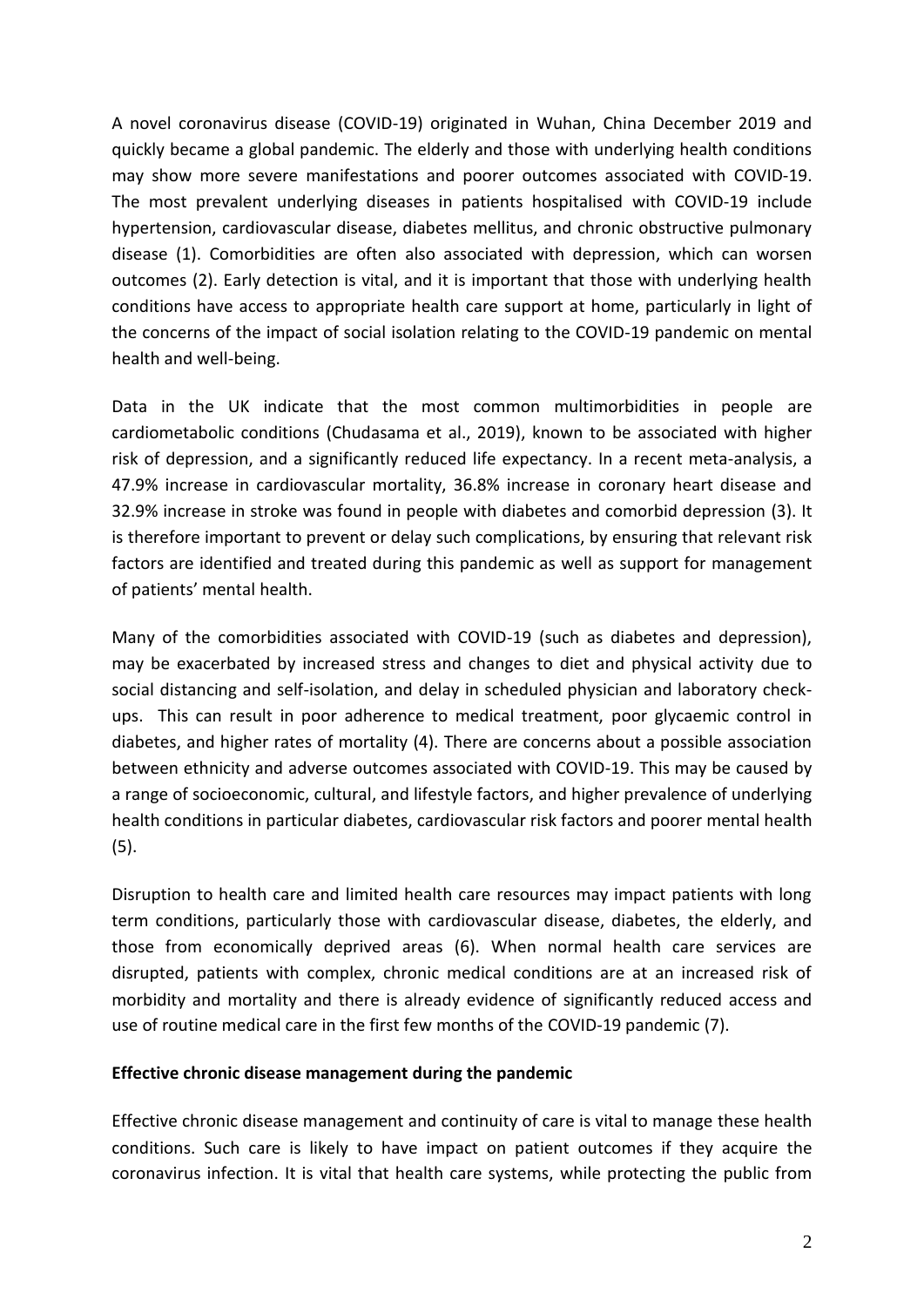A novel coronavirus disease (COVID-19) originated in Wuhan, China December 2019 and quickly became a global pandemic. The elderly and those with underlying health conditions may show more severe manifestations and poorer outcomes associated with COVID-19. The most prevalent underlying diseases in patients hospitalised with COVID-19 include hypertension, cardiovascular disease, diabetes mellitus, and chronic obstructive pulmonary disease (1). Comorbidities are often also associated with depression, which can worsen outcomes (2). Early detection is vital, and it is important that those with underlying health conditions have access to appropriate health care support at home, particularly in light of the concerns of the impact of social isolation relating to the COVID-19 pandemic on mental health and well-being.

Data in the UK indicate that the most common multimorbidities in people are cardiometabolic conditions (Chudasama et al., 2019), known to be associated with higher risk of depression, and a significantly reduced life expectancy. In a recent meta-analysis, a 47.9% increase in cardiovascular mortality, 36.8% increase in coronary heart disease and 32.9% increase in stroke was found in people with diabetes and comorbid depression (3). It is therefore important to prevent or delay such complications, by ensuring that relevant risk factors are identified and treated during this pandemic as well as support for management of patients' mental health.

Many of the comorbidities associated with COVID-19 (such as diabetes and depression), may be exacerbated by increased stress and changes to diet and physical activity due to social distancing and self-isolation, and delay in scheduled physician and laboratory check-ups. This can result in poor adherence to medical treatment, poor glycaemic control in diabetes, and higher rates of mortality (4). There are concerns about a possible association between ethnicity and adverse outcomes associated with COVID-19. This may be caused by a range of socioeconomic, cultural, and lifestyle factors, and higher prevalence of underlying health conditions in particular diabetes, cardiovascular risk factors and poorer mental health (5).

Disruption to health care and limited health care resources may impact patients with long term conditions, particularly those with cardiovascular disease, diabetes, the elderly, and those from economically deprived areas (6). When normal health care services are disrupted, patients with complex, chronic medical conditions are at an increased risk of morbidity and mortality and there is already evidence of significantly reduced access and use of routine medical care in the first few months of the COVID-19 pandemic (7).

**Effective chronic disease management during the pandemic**

Effective chronic disease management and continuity of care is vital to manage these health conditions. Such care is likely to have impact on patient outcomes if they acquire the coronavirus infection. It is vital that health care systems, while protecting the public from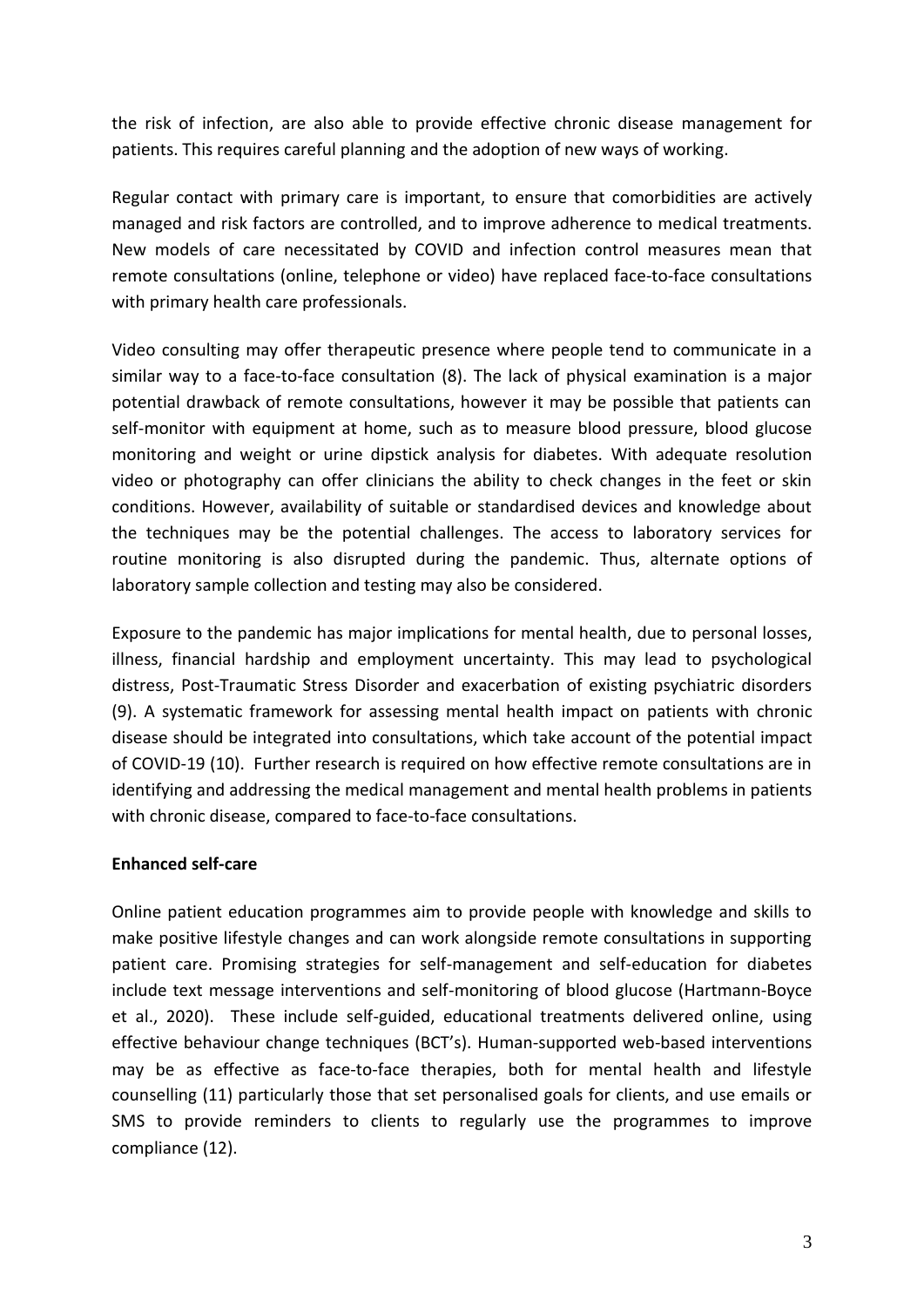the risk of infection, are also able to provide effective chronic disease management for patients. This requires careful planning and the adoption of new ways of working.

Regular contact with primary care is important, to ensure that comorbidities are actively managed and risk factors are controlled, and to improve adherence to medical treatments. New models of care necessitated by COVID and infection control measures mean that remote consultations (online, telephone or video) have replaced face-to-face consultations with primary health care professionals.

Video consulting may offer therapeutic presence where people tend to communicate in a similar way to a face-to-face consultation (8). The lack of physical examination is a major potential drawback of remote consultations, however it may be possible that patients can self-monitor with equipment at home, such as to measure blood pressure, blood glucose monitoring and weight or urine dipstick analysis for diabetes. With adequate resolution video or photography can offer clinicians the ability to check changes in the feet or skin conditions. However, availability of suitable or standardised devices and knowledge about the techniques may be the potential challenges. The access to laboratory services for routine monitoring is also disrupted during the pandemic. Thus, alternate options of laboratory sample collection and testing may also be considered.

Exposure to the pandemic has major implications for mental health, due to personal losses, illness, financial hardship and employment uncertainty. This may lead to psychological distress, Post-Traumatic Stress Disorder and exacerbation of existing psychiatric disorders (9). A systematic framework for assessing mental health impact on patients with chronic disease should be integrated into consultations, which take account of the potential impact of COVID-19 (10). Further research is required on how effective remote consultations are in identifying and addressing the medical management and mental health problems in patients with chronic disease, compared to face-to-face consultations.

**Enhanced self-care**

Online patient education programmes aim to provide people with knowledge and skills to make positive lifestyle changes and can work alongside remote consultations in supporting patient care. Promising strategies for self-management and self-education for diabetes include text message interventions and self-monitoring of blood glucose (Hartmann-Boyce et al., 2020). These include self-guided, educational treatments delivered online, using effective behaviour change techniques (BCT's). Human-supported web-based interventions may be as effective as face-to-face therapies, both for mental health and lifestyle counselling (11) particularly those that set personalised goals for clients, and use emails or SMS to provide reminders to clients to regularly use the programmes to improve compliance (12).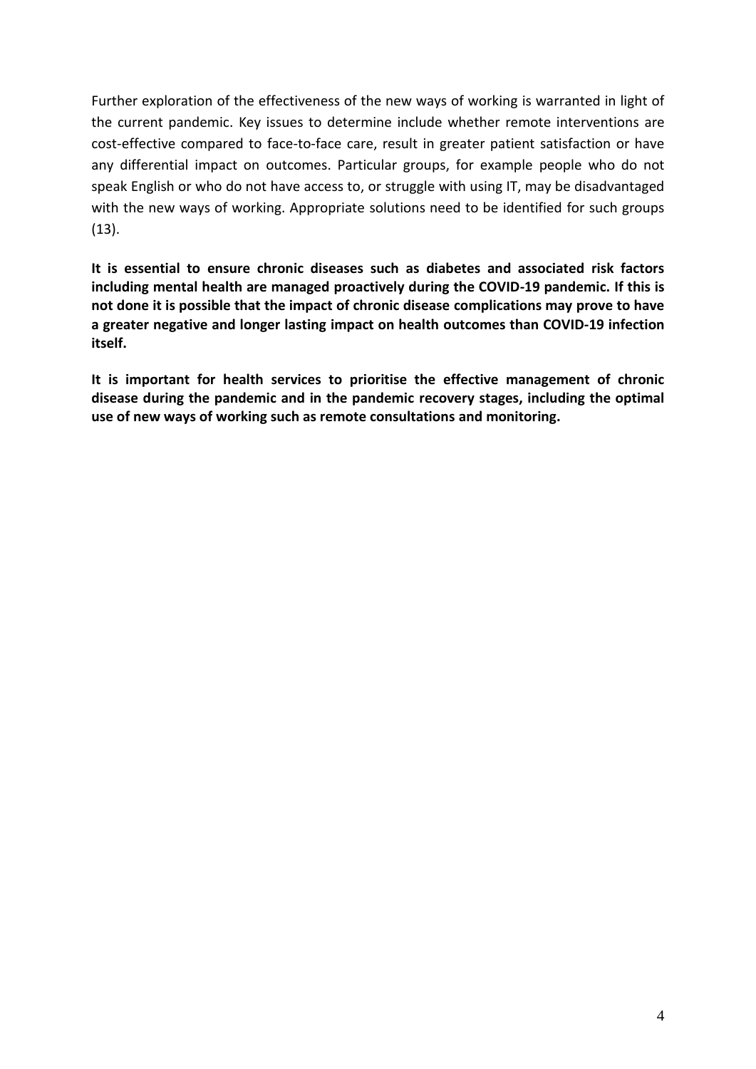Further exploration of the effectiveness of the new ways of working is warranted in light of the current pandemic. Key issues to determine include whether remote interventions are cost-effective compared to face-to-face care, result in greater patient satisfaction or have any differential impact on outcomes. Particular groups, for example people who do not speak English or who do not have access to, or struggle with using IT, may be disadvantaged with the new ways of working. Appropriate solutions need to be identified for such groups (13).

**It is essential to ensure chronic diseases such as diabetes and associated risk factors including mental health are managed proactively during the COVID-19 pandemic. If this is not done it is possible that the impact of chronic disease complications may prove to have a greater negative and longer lasting impact on health outcomes than COVID-19 infection itself.**

**It is important for health services to prioritise the effective management of chronic disease during the pandemic and in the pandemic recovery stages, including the optimal use of new ways of working such as remote consultations and monitoring.**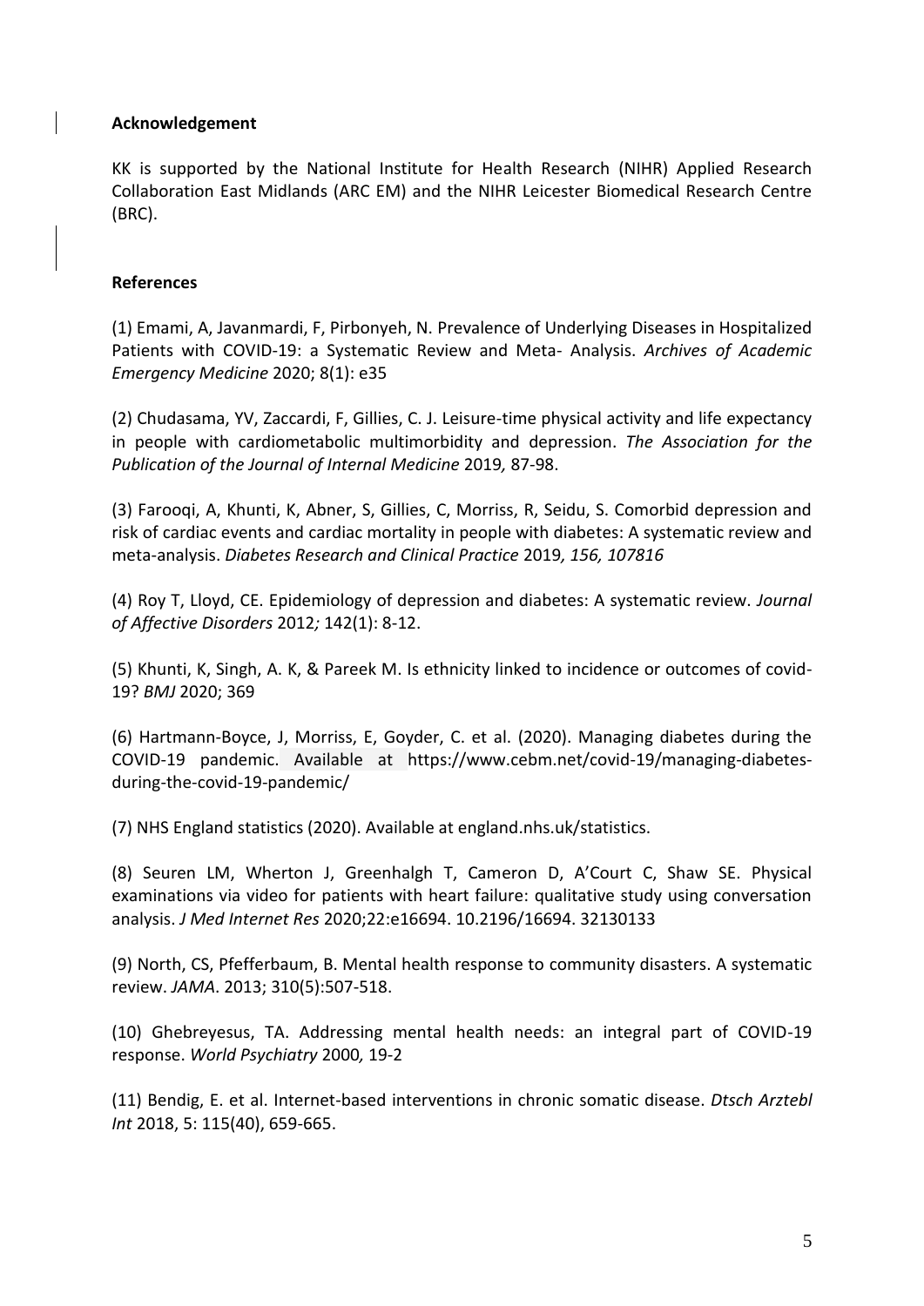**Acknowledgement**

KK is supported by the National Institute for Health Research (NIHR) Applied Research Collaboration East Midlands (ARC EM) and the NIHR Leicester Biomedical Research Centre (BRC).

**References**

(1) Emami, A, Javanmardi, F, Pirbonyeh, N. Prevalence of Underlying Diseases in Hospitalized Patients with COVID-19: a Systematic Review and Meta- Analysis. *Archives of Academic Emergency Medicine* 2020; 8(1): e35

(2) Chudasama, YV, Zaccardi, F, Gillies, C. J. Leisure-time physical activity and life expectancy in people with cardiometabolic multimorbidity and depression. *The Association for the Publication of the Journal of Internal Medicine* 2019*,* 87-98.

(3) Farooqi, A, Khunti, K, Abner, S, Gillies, C, Morriss, R, Seidu, S. Comorbid depression and risk of cardiac events and cardiac mortality in people with diabetes: A systematic review and meta-analysis. *Diabetes Research and Clinical Practice* 2019*, 156, 107816*

(4) Roy T, Lloyd, CE. Epidemiology of depression and diabetes: A systematic review. *Journal of Affective Disorders* 2012*;* 142(1): 8-12.

(5) Khunti, K, Singh, A. K, & Pareek M. Is ethnicity linked to incidence or outcomes of covid-19? *BMJ* 2020; 369

(6) Hartmann-Boyce, J, Morriss, E, Goyder, C. et al. (2020). Managing diabetes during the COVID-19 pandemic. Available at https://www.cebm.net/covid-19/managing-diabetes-during-the-covid-19-pandemic/

(7) NHS England statistics (2020). Available at england.nhs.uk/statistics.

(8) Seuren LM, Wherton J, Greenhalgh T, Cameron D, A'Court C, Shaw SE. Physical examinations via video for patients with heart failure: qualitative study using conversation analysis. *J Med Internet Res* 2020;22:e16694. 10.2196/16694. 32130133

(9) North, CS, Pfefferbaum, B. Mental health response to community disasters. A systematic review. *JAMA*. 2013; 310(5):507-518.

(10) Ghebreyesus, TA. Addressing mental health needs: an integral part of COVID-19 response. *World Psychiatry* 2000*,* 19-2

(11) Bendig, E. et al. Internet-based interventions in chronic somatic disease. *Dtsch Arztebl Int* 2018, 5: 115(40), 659-665.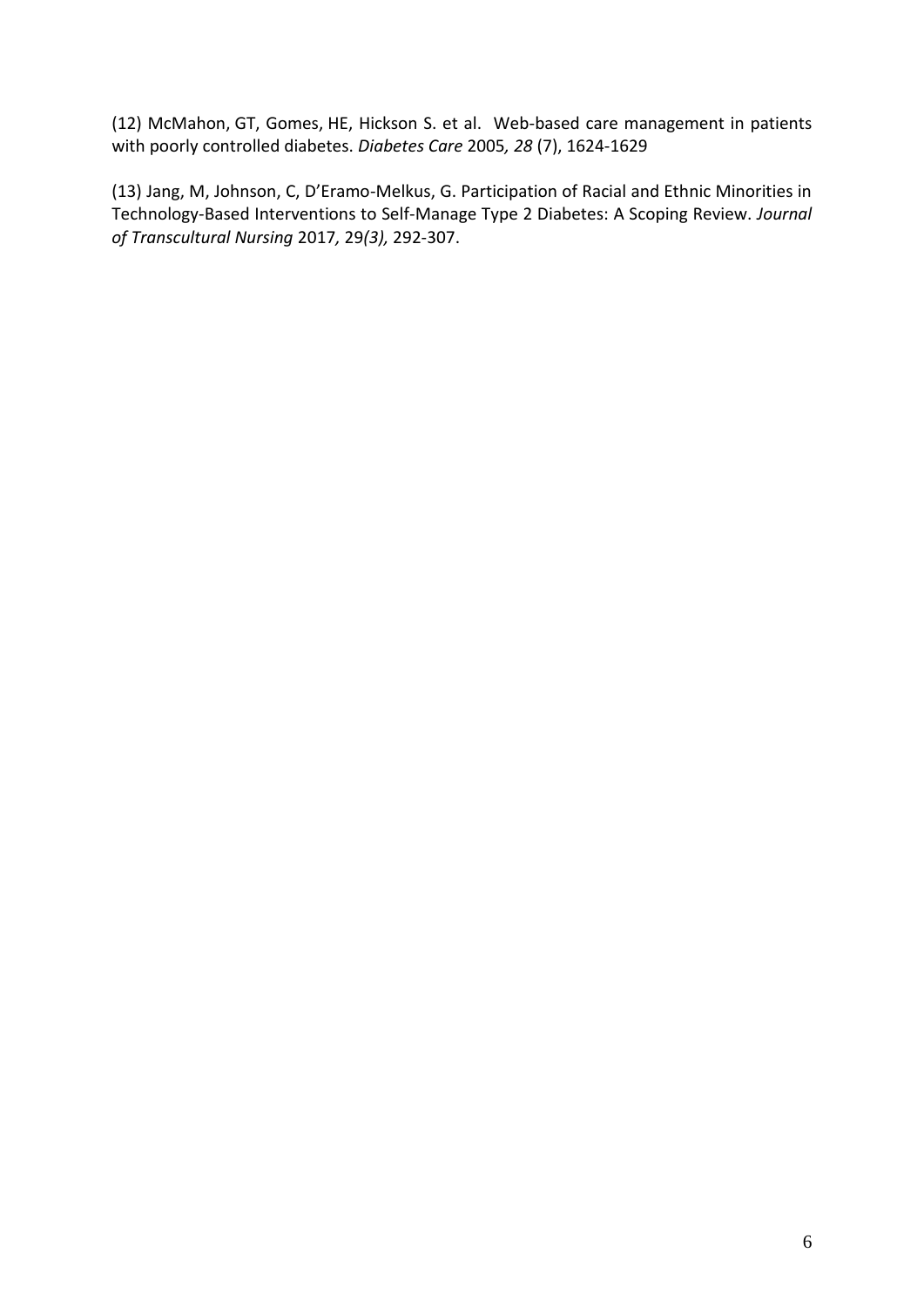(12) McMahon, GT, Gomes, HE, Hickson S. et al. Web-based care management in patients with poorly controlled diabetes. *Diabetes Care* 2005*, 28* (7), 1624-1629

(13) Jang, M, Johnson, C, D'Eramo-Melkus, G. Participation of Racial and Ethnic Minorities in Technology-Based Interventions to Self-Manage Type 2 Diabetes: A Scoping Review. *Journal of Transcultural Nursing* 2017*,* 29*(3),* 292-307.